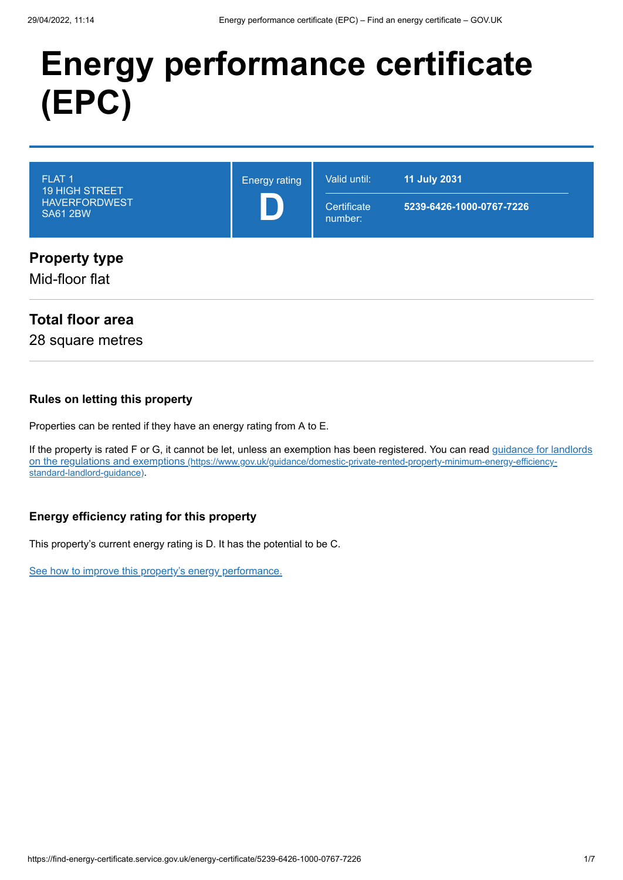# Energy performance certificate (EPC)

| FLAT 1<br>19 HIGH STREET<br>HAVERFORDWEST<br>SA61 2BW | Energy rating<br>**D** | Valid until: | **11 July 2031** |
| --- | --- | --- | --- |
| | | Certificate number: | **5239-6426-1000-0767-7226** |

## Property type

Mid-floor flat

## Total floor area

28 square metres

### Rules on letting this property

Properties can be rented if they have an energy rating from A to E.

If the property is rated F or G, it cannot be let, unless an exemption has been registered. You can read guidance for landlords on the regulations and exemptions (https://www.gov.uk/guidance/domestic-private-rented-property-minimum-energy-efficiency-standard-landlord-guidance).

### Energy efficiency rating for this property

This property's current energy rating is D. It has the potential to be C.

See how to improve this property's energy performance.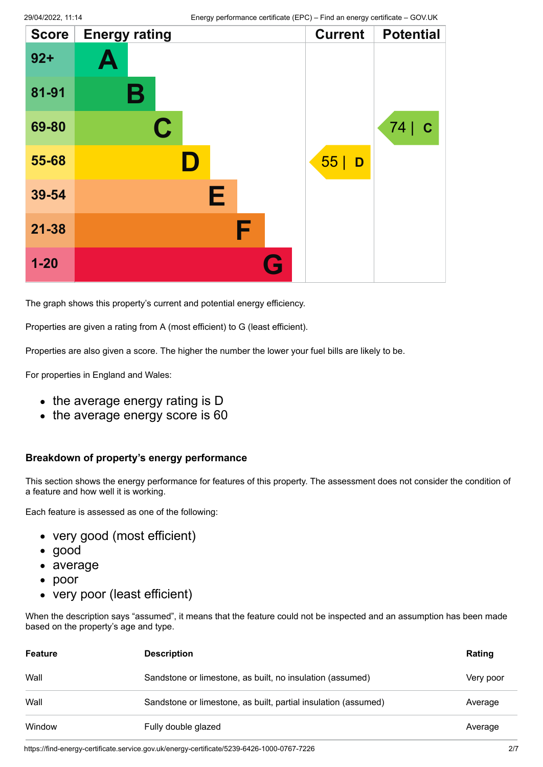| Score | Energy rating | Current | Potential |
|---|---|---|---|
| 92+ | A | | |
| 81-91 | B | | |
| 69-80 | C | | 74 \| C |
| 55-68 | D | 55 \| D | |
| 39-54 | E | | |
| 21-38 | F | | |
| 1-20 | G | | |

The graph shows this property's current and potential energy efficiency.

Properties are given a rating from A (most efficient) to G (least efficient).

Properties are also given a score. The higher the number the lower your fuel bills are likely to be.

For properties in England and Wales:

- the average energy rating is D
- the average energy score is 60

### Breakdown of property's energy performance

This section shows the energy performance for features of this property. The assessment does not consider the condition of a feature and how well it is working.

Each feature is assessed as one of the following:

- very good (most efficient)
- good
- average
- poor
- very poor (least efficient)

When the description says "assumed", it means that the feature could not be inspected and an assumption has been made based on the property's age and type.

| Feature | Description | Rating |
|---|---|---|
| Wall | Sandstone or limestone, as built, no insulation (assumed) | Very poor |
| Wall | Sandstone or limestone, as built, partial insulation (assumed) | Average |
| Window | Fully double glazed | Average |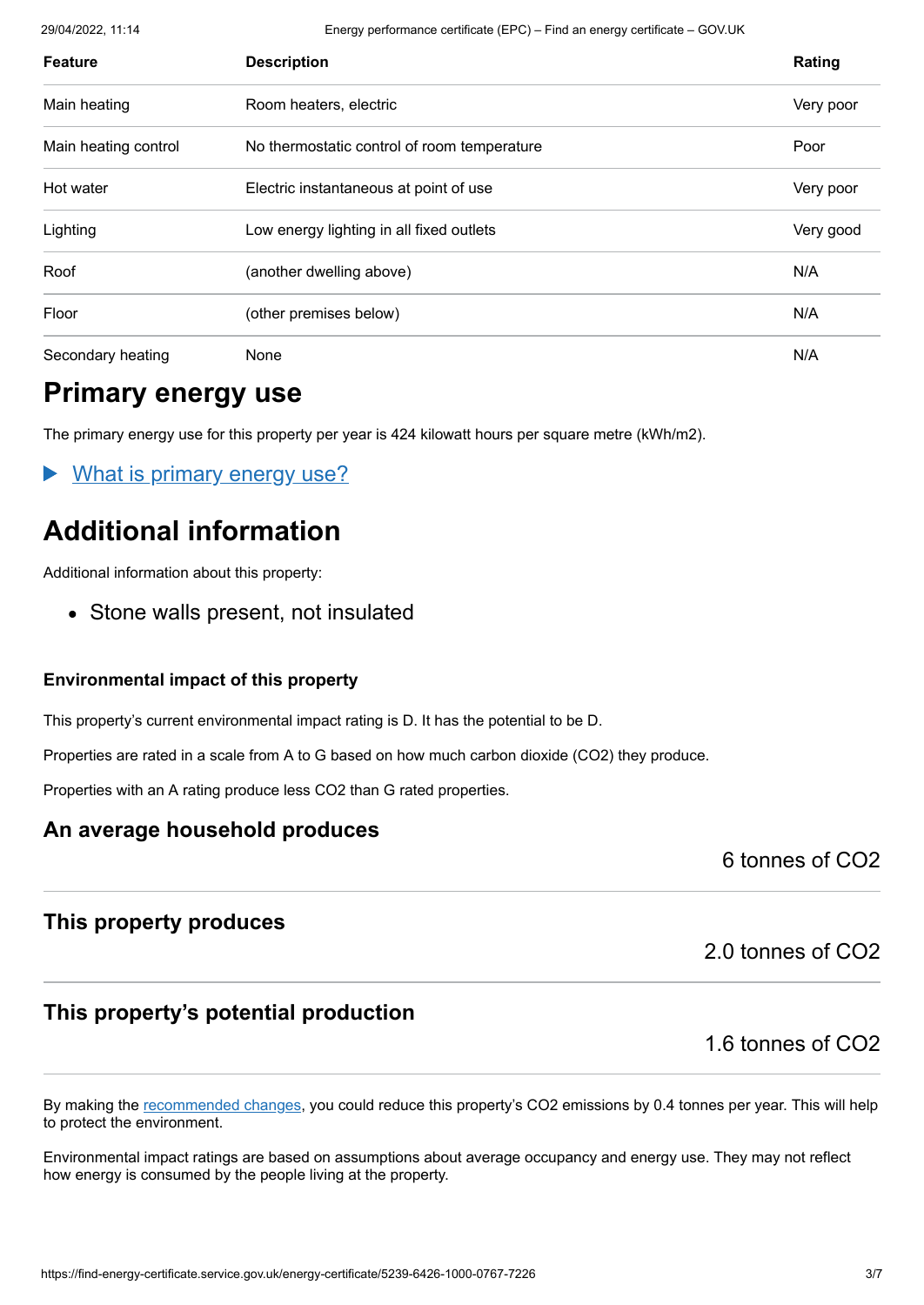| Feature | Description | Rating |
| --- | --- | --- |
| Main heating | Room heaters, electric | Very poor |
| Main heating control | No thermostatic control of room temperature | Poor |
| Hot water | Electric instantaneous at point of use | Very poor |
| Lighting | Low energy lighting in all fixed outlets | Very good |
| Roof | (another dwelling above) | N/A |
| Floor | (other premises below) | N/A |
| Secondary heating | None | N/A |

# Primary energy use

The primary energy use for this property per year is 424 kilowatt hours per square metre (kWh/m2).

▶ [What is primary energy use?]

# Additional information

Additional information about this property:

- Stone walls present, not insulated

### Environmental impact of this property

This property's current environmental impact rating is D. It has the potential to be D.

Properties are rated in a scale from A to G based on how much carbon dioxide ($CO_2$) they produce.

Properties with an A rating produce less $CO_2$ than G rated properties.

## An average household produces

6 tonnes of $CO_2$

## This property produces

2.0 tonnes of $CO_2$

## This property's potential production

1.6 tonnes of $CO_2$

By making the [recommended changes], you could reduce this property's $CO_2$ emissions by 0.4 tonnes per year. This will help to protect the environment.

Environmental impact ratings are based on assumptions about average occupancy and energy use. They may not reflect how energy is consumed by the people living at the property.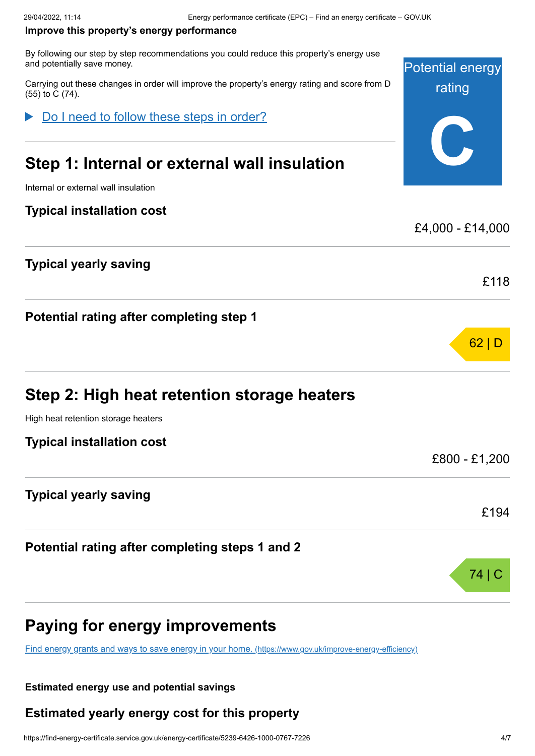**Improve this property's energy performance**

By following our step by step recommendations you could reduce this property's energy use and potentially save money.

Carrying out these changes in order will improve the property's energy rating and score from D (55) to C (74).

Potential energy rating

**C**

▶ [Do I need to follow these steps in order?]

## Step 1: Internal or external wall insulation

Internal or external wall insulation

### Typical installation cost

£4,000 - £14,000

### Typical yearly saving

£118

### Potential rating after completing step 1

62 | D

## Step 2: High heat retention storage heaters

High heat retention storage heaters

### Typical installation cost

£800 - £1,200

### Typical yearly saving

£194

### Potential rating after completing steps 1 and 2

74 | C

## Paying for energy improvements

[Find energy grants and ways to save energy in your home. (https://www.gov.uk/improve-energy-efficiency)](https://www.gov.uk/improve-energy-efficiency)

**Estimated energy use and potential savings**

### Estimated yearly energy cost for this property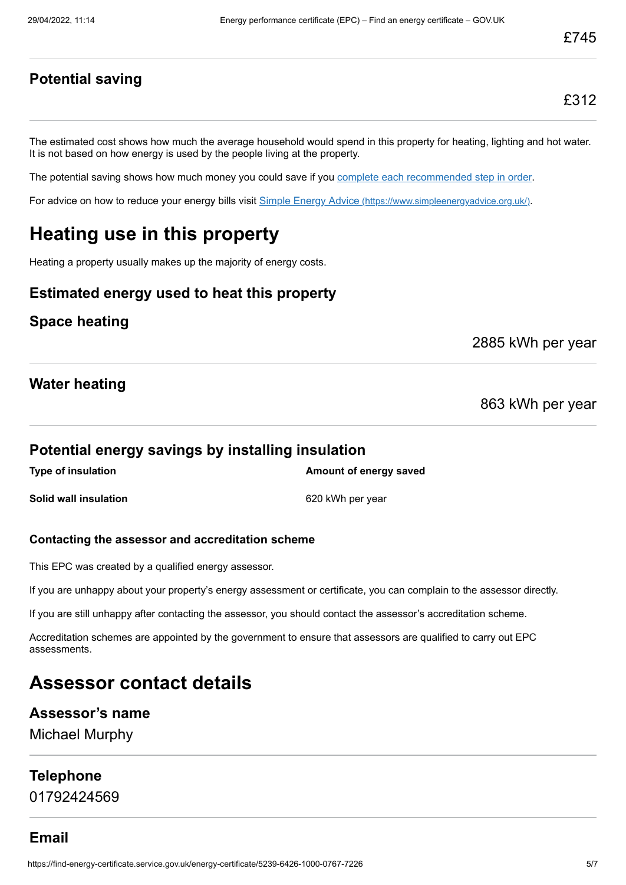£745

### Potential saving

£312

The estimated cost shows how much the average household would spend in this property for heating, lighting and hot water. It is not based on how energy is used by the people living at the property.

The potential saving shows how much money you could save if you [complete each recommended step in order](#).

For advice on how to reduce your energy bills visit [Simple Energy Advice (https://www.simpleenergyadvice.org.uk/)](https://www.simpleenergyadvice.org.uk/).

## Heating use in this property

Heating a property usually makes up the majority of energy costs.

### Estimated energy used to heat this property

### Space heating

2885 kWh per year

### Water heating

863 kWh per year

### Potential energy savings by installing insulation

| Type of insulation | Amount of energy saved |
| --- | --- |
| **Solid wall insulation** | 620 kWh per year |

#### Contacting the assessor and accreditation scheme

This EPC was created by a qualified energy assessor.

If you are unhappy about your property's energy assessment or certificate, you can complain to the assessor directly.

If you are still unhappy after contacting the assessor, you should contact the assessor's accreditation scheme.

Accreditation schemes are appointed by the government to ensure that assessors are qualified to carry out EPC assessments.

## Assessor contact details

### Assessor's name

Michael Murphy

### Telephone

01792424569

### Email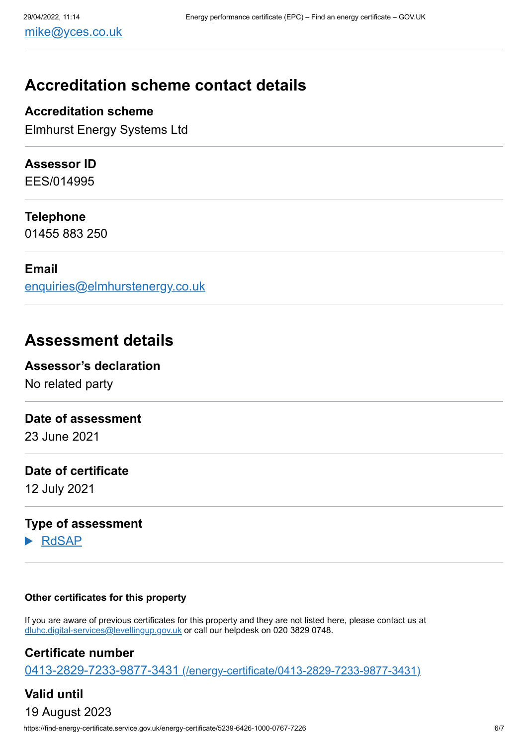mike@yces.co.uk

## Accreditation scheme contact details

### Accreditation scheme

Elmhurst Energy Systems Ltd

### Assessor ID

EES/014995

### Telephone

01455 883 250

### Email

enquiries@elmhurstenergy.co.uk

## Assessment details

### Assessor's declaration

No related party

### Date of assessment

23 June 2021

### Date of certificate

12 July 2021

### Type of assessment

▶ RdSAP

#### Other certificates for this property

If you are aware of previous certificates for this property and they are not listed here, please contact us at dluhc.digital-services@levellingup.gov.uk or call our helpdesk on 020 3829 0748.

### Certificate number

0413-2829-7233-9877-3431 (/energy-certificate/0413-2829-7233-9877-3431)

### Valid until

19 August 2023